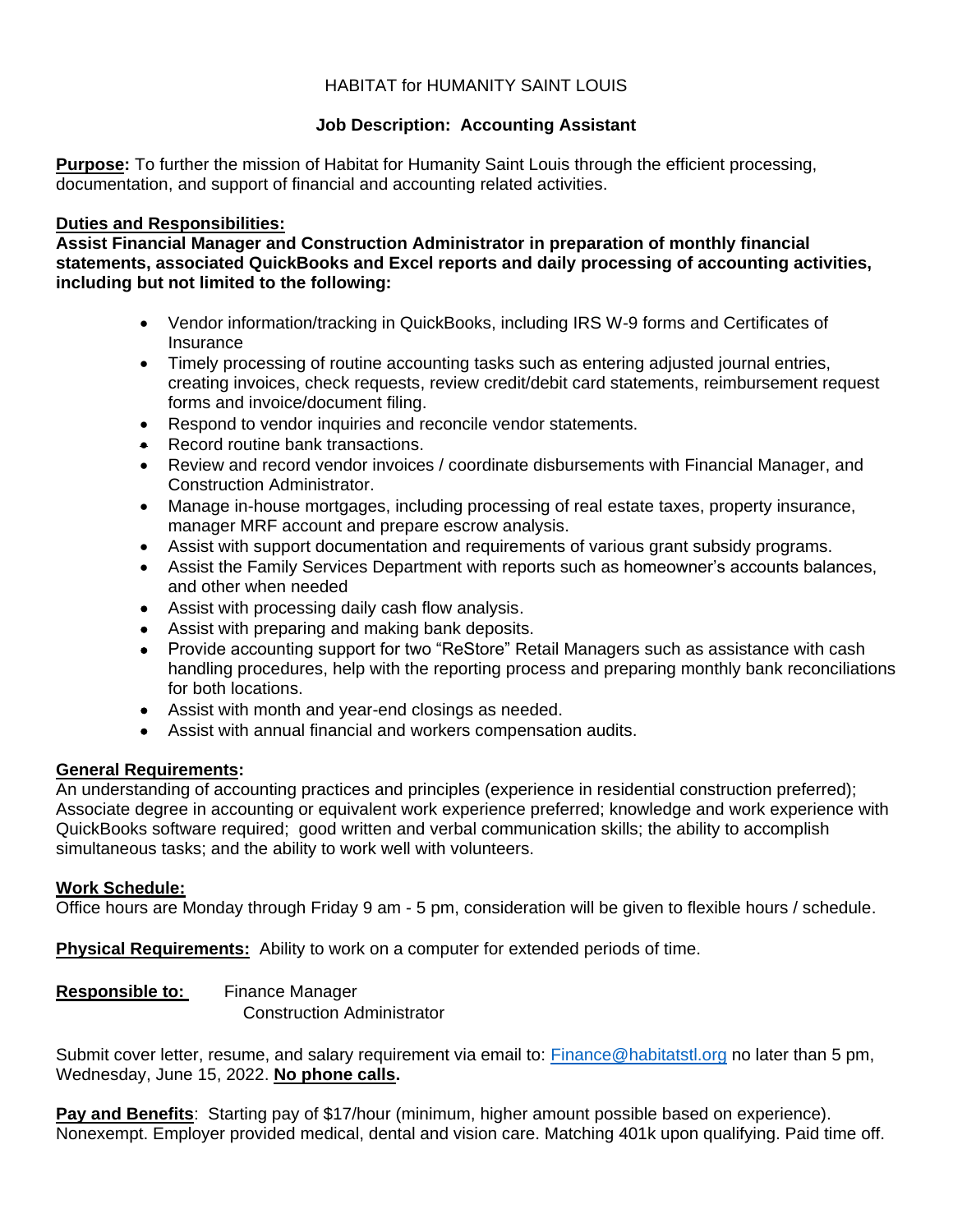# HABITAT for HUMANITY SAINT LOUIS

## Job Description: Accounting Assistant

**Purpose:** To further the mission of Habitat for Humanity Saint Louis through the efficient processing, documentation, and support of financial and accounting related activities.

**Duties and Responsibilities:**

**Assist Financial Manager and Construction Administrator in preparation of monthly financial statements, associated QuickBooks and Excel reports and daily processing of accounting activities, including but not limited to the following:**

- Vendor information/tracking in QuickBooks, including IRS W-9 forms and Certificates of Insurance
- Timely processing of routine accounting tasks such as entering adjusted journal entries, creating invoices, check requests, review credit/debit card statements, reimbursement request forms and invoice/document filing.
- Respond to vendor inquiries and reconcile vendor statements.
- Record routine bank transactions.
- Review and record vendor invoices / coordinate disbursements with Financial Manager, and Construction Administrator.
- Manage in-house mortgages, including processing of real estate taxes, property insurance, manager MRF account and prepare escrow analysis.
- Assist with support documentation and requirements of various grant subsidy programs.
- Assist the Family Services Department with reports such as homeowner's accounts balances, and other when needed
- Assist with processing daily cash flow analysis.
- Assist with preparing and making bank deposits.
- Provide accounting support for two "ReStore" Retail Managers such as assistance with cash handling procedures, help with the reporting process and preparing monthly bank reconciliations for both locations.
- Assist with month and year-end closings as needed.
- Assist with annual financial and workers compensation audits.

**General Requirements:**

An understanding of accounting practices and principles (experience in residential construction preferred); Associate degree in accounting or equivalent work experience preferred; knowledge and work experience with QuickBooks software required; good written and verbal communication skills; the ability to accomplish simultaneous tasks; and the ability to work well with volunteers.

**Work Schedule:**

Office hours are Monday through Friday 9 am - 5 pm, consideration will be given to flexible hours / schedule.

**Physical Requirements:** Ability to work on a computer for extended periods of time.

**Responsible to:** Finance Manager
Construction Administrator

Submit cover letter, resume, and salary requirement via email to: Finance@habitatstl.org no later than 5 pm, Wednesday, June 15, 2022. **No phone calls.**

**Pay and Benefits**: Starting pay of $17/hour (minimum, higher amount possible based on experience). Nonexempt. Employer provided medical, dental and vision care. Matching 401k upon qualifying. Paid time off.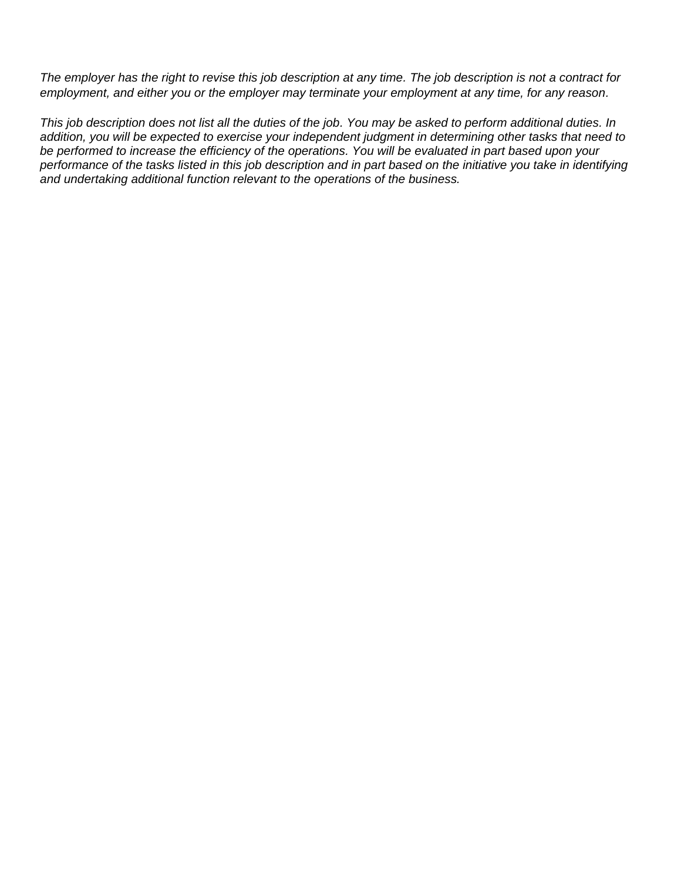*The employer has the right to revise this job description at any time. The job description is not a contract for employment, and either you or the employer may terminate your employment at any time, for any reason.*

*This job description does not list all the duties of the job. You may be asked to perform additional duties. In addition, you will be expected to exercise your independent judgment in determining other tasks that need to be performed to increase the efficiency of the operations. You will be evaluated in part based upon your performance of the tasks listed in this job description and in part based on the initiative you take in identifying and undertaking additional function relevant to the operations of the business.*